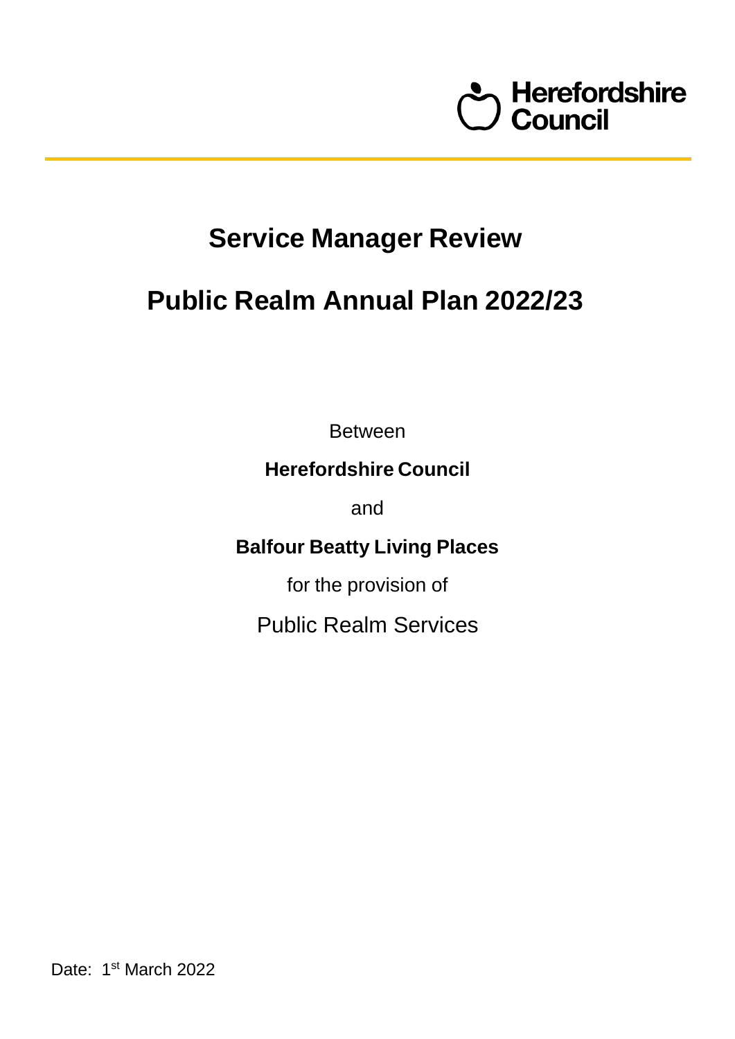Herefordshire Council

# Service Manager Review

# Public Realm Annual Plan 2022/23

Between

**Herefordshire Council**

and

**Balfour Beatty Living Places**

for the provision of

Public Realm Services

Date: 1st March 2022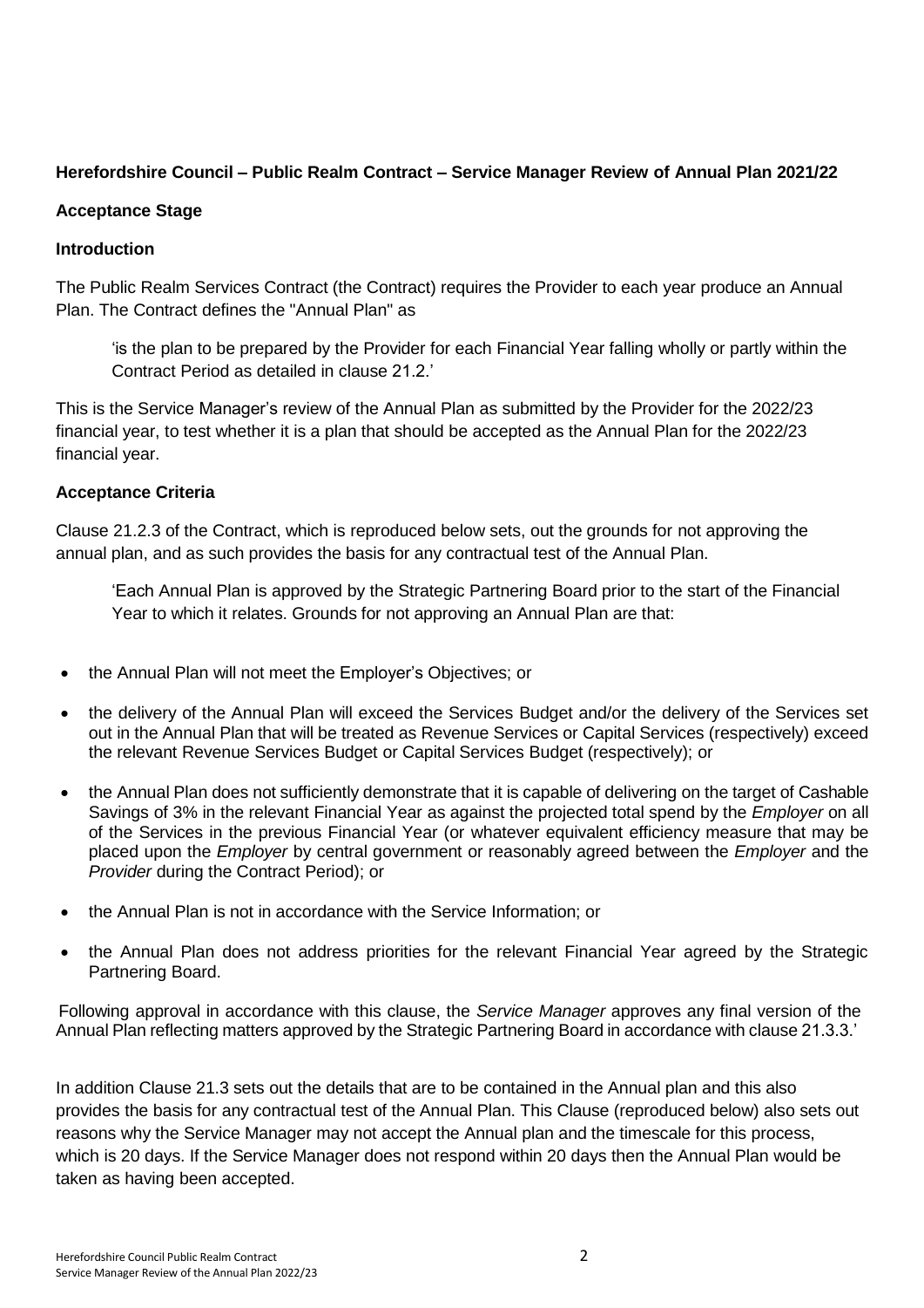**Herefordshire Council – Public Realm Contract – Service Manager Review of Annual Plan 2021/22**

**Acceptance Stage**

**Introduction**

The Public Realm Services Contract (the Contract) requires the Provider to each year produce an Annual Plan. The Contract defines the "Annual Plan" as

> 'is the plan to be prepared by the Provider for each Financial Year falling wholly or partly within the Contract Period as detailed in clause 21.2.'

This is the Service Manager's review of the Annual Plan as submitted by the Provider for the 2022/23 financial year, to test whether it is a plan that should be accepted as the Annual Plan for the 2022/23 financial year.

**Acceptance Criteria**

Clause 21.2.3 of the Contract, which is reproduced below sets, out the grounds for not approving the annual plan, and as such provides the basis for any contractual test of the Annual Plan.

> 'Each Annual Plan is approved by the Strategic Partnering Board prior to the start of the Financial Year to which it relates. Grounds for not approving an Annual Plan are that:

- the Annual Plan will not meet the Employer's Objectives; or
- the delivery of the Annual Plan will exceed the Services Budget and/or the delivery of the Services set out in the Annual Plan that will be treated as Revenue Services or Capital Services (respectively) exceed the relevant Revenue Services Budget or Capital Services Budget (respectively); or
- the Annual Plan does not sufficiently demonstrate that it is capable of delivering on the target of Cashable Savings of 3% in the relevant Financial Year as against the projected total spend by the *Employer* on all of the Services in the previous Financial Year (or whatever equivalent efficiency measure that may be placed upon the *Employer* by central government or reasonably agreed between the *Employer* and the *Provider* during the Contract Period); or
- the Annual Plan is not in accordance with the Service Information; or
- the Annual Plan does not address priorities for the relevant Financial Year agreed by the Strategic Partnering Board.

Following approval in accordance with this clause, the *Service Manager* approves any final version of the Annual Plan reflecting matters approved by the Strategic Partnering Board in accordance with clause 21.3.3.'

In addition Clause 21.3 sets out the details that are to be contained in the Annual plan and this also provides the basis for any contractual test of the Annual Plan. This Clause (reproduced below) also sets out reasons why the Service Manager may not accept the Annual plan and the timescale for this process, which is 20 days. If the Service Manager does not respond within 20 days then the Annual Plan would be taken as having been accepted.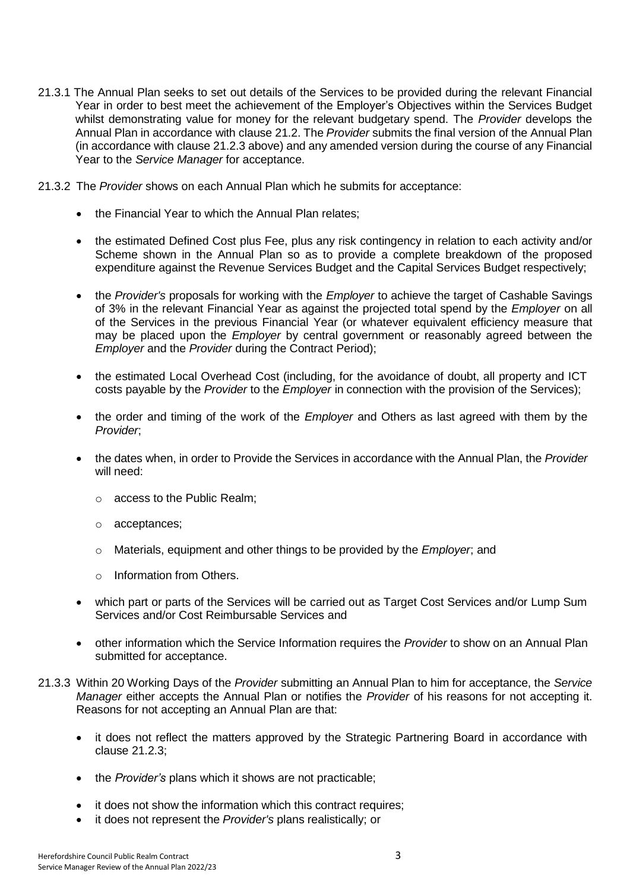21.3.1 The Annual Plan seeks to set out details of the Services to be provided during the relevant Financial Year in order to best meet the achievement of the Employer's Objectives within the Services Budget whilst demonstrating value for money for the relevant budgetary spend. The *Provider* develops the Annual Plan in accordance with clause 21.2. The *Provider* submits the final version of the Annual Plan (in accordance with clause 21.2.3 above) and any amended version during the course of any Financial Year to the *Service Manager* for acceptance.

21.3.2 The *Provider* shows on each Annual Plan which he submits for acceptance:

- the Financial Year to which the Annual Plan relates;
- the estimated Defined Cost plus Fee, plus any risk contingency in relation to each activity and/or Scheme shown in the Annual Plan so as to provide a complete breakdown of the proposed expenditure against the Revenue Services Budget and the Capital Services Budget respectively;
- the *Provider's* proposals for working with the *Employer* to achieve the target of Cashable Savings of 3% in the relevant Financial Year as against the projected total spend by the *Employer* on all of the Services in the previous Financial Year (or whatever equivalent efficiency measure that may be placed upon the *Employer* by central government or reasonably agreed between the *Employer* and the *Provider* during the Contract Period);
- the estimated Local Overhead Cost (including, for the avoidance of doubt, all property and ICT costs payable by the *Provider* to the *Employer* in connection with the provision of the Services);
- the order and timing of the work of the *Employer* and Others as last agreed with them by the *Provider*;
- the dates when, in order to Provide the Services in accordance with the Annual Plan, the *Provider* will need:
  - access to the Public Realm;
  - acceptances;
  - Materials, equipment and other things to be provided by the *Employer*; and
  - Information from Others.
- which part or parts of the Services will be carried out as Target Cost Services and/or Lump Sum Services and/or Cost Reimbursable Services and
- other information which the Service Information requires the *Provider* to show on an Annual Plan submitted for acceptance.

21.3.3 Within 20 Working Days of the *Provider* submitting an Annual Plan to him for acceptance, the *Service Manager* either accepts the Annual Plan or notifies the *Provider* of his reasons for not accepting it. Reasons for not accepting an Annual Plan are that:

- it does not reflect the matters approved by the Strategic Partnering Board in accordance with clause 21.2.3;
- the *Provider's* plans which it shows are not practicable;
- it does not show the information which this contract requires;
- it does not represent the *Provider's* plans realistically; or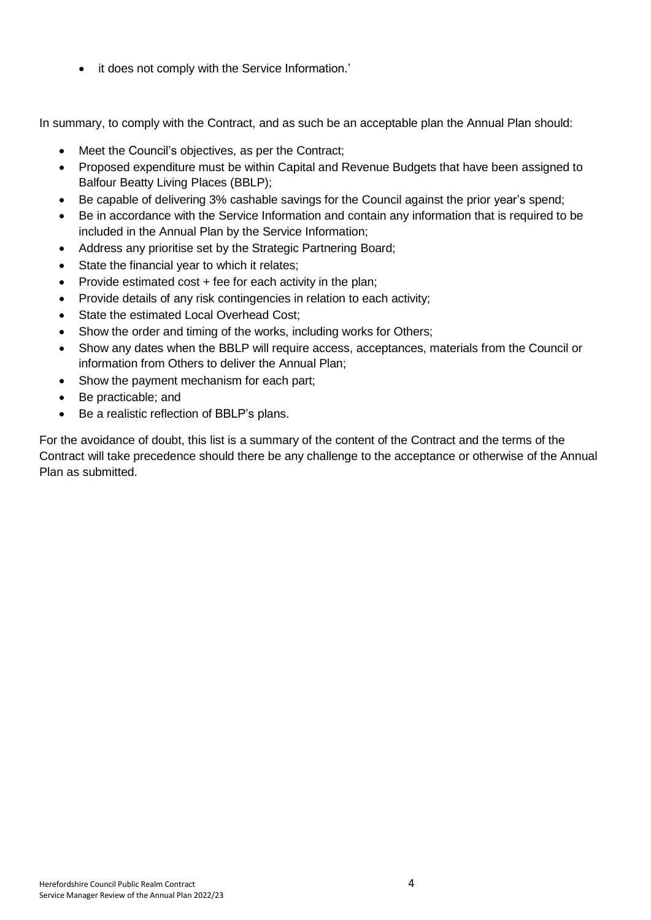- it does not comply with the Service Information.'

In summary, to comply with the Contract, and as such be an acceptable plan the Annual Plan should:

- Meet the Council's objectives, as per the Contract;
- Proposed expenditure must be within Capital and Revenue Budgets that have been assigned to Balfour Beatty Living Places (BBLP);
- Be capable of delivering 3% cashable savings for the Council against the prior year's spend;
- Be in accordance with the Service Information and contain any information that is required to be included in the Annual Plan by the Service Information;
- Address any prioritise set by the Strategic Partnering Board;
- State the financial year to which it relates;
- Provide estimated cost + fee for each activity in the plan;
- Provide details of any risk contingencies in relation to each activity;
- State the estimated Local Overhead Cost;
- Show the order and timing of the works, including works for Others;
- Show any dates when the BBLP will require access, acceptances, materials from the Council or information from Others to deliver the Annual Plan;
- Show the payment mechanism for each part;
- Be practicable; and
- Be a realistic reflection of BBLP's plans.

For the avoidance of doubt, this list is a summary of the content of the Contract and the terms of the Contract will take precedence should there be any challenge to the acceptance or otherwise of the Annual Plan as submitted.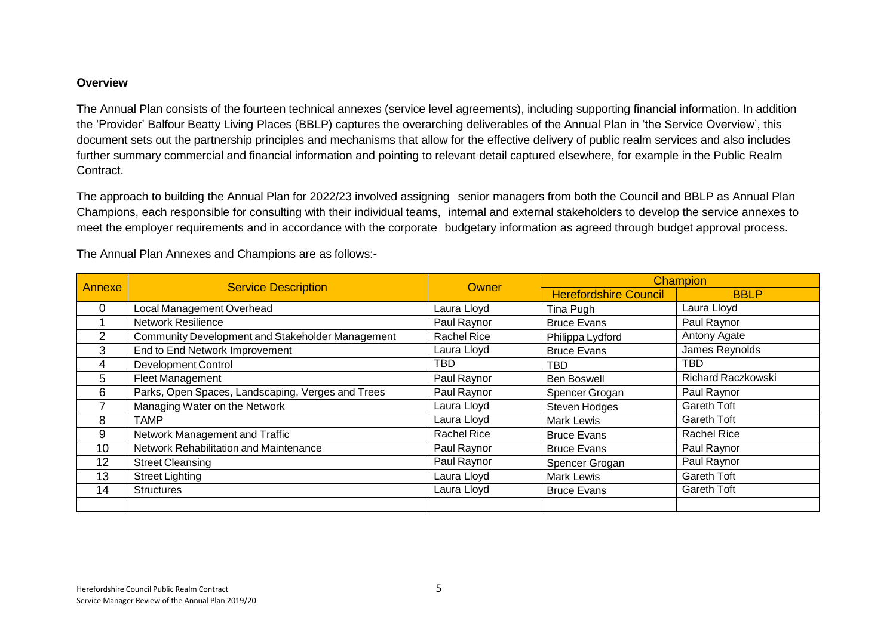**Overview**

The Annual Plan consists of the fourteen technical annexes (service level agreements), including supporting financial information. In addition the 'Provider' Balfour Beatty Living Places (BBLP) captures the overarching deliverables of the Annual Plan in 'the Service Overview', this document sets out the partnership principles and mechanisms that allow for the effective delivery of public realm services and also includes further summary commercial and financial information and pointing to relevant detail captured elsewhere, for example in the Public Realm Contract.

The approach to building the Annual Plan for 2022/23 involved assigning senior managers from both the Council and BBLP as Annual Plan Champions, each responsible for consulting with their individual teams, internal and external stakeholders to develop the service annexes to meet the employer requirements and in accordance with the corporate budgetary information as agreed through budget approval process.

The Annual Plan Annexes and Champions are as follows:-

| Annexe | Service Description | Owner | Champion | |
|---|---|---|---|---|
| | | | Herefordshire Council | BBLP |
| 0 | Local Management Overhead | Laura Lloyd | Tina Pugh | Laura Lloyd |
| 1 | Network Resilience | Paul Raynor | Bruce Evans | Paul Raynor |
| 2 | Community Development and Stakeholder Management | Rachel Rice | Philippa Lydford | Antony Agate |
| 3 | End to End Network Improvement | Laura Lloyd | Bruce Evans | James Reynolds |
| 4 | Development Control | TBD | TBD | TBD |
| 5 | Fleet Management | Paul Raynor | Ben Boswell | Richard Raczkowski |
| 6 | Parks, Open Spaces, Landscaping, Verges and Trees | Paul Raynor | Spencer Grogan | Paul Raynor |
| 7 | Managing Water on the Network | Laura Lloyd | Steven Hodges | Gareth Toft |
| 8 | TAMP | Laura Lloyd | Mark Lewis | Gareth Toft |
| 9 | Network Management and Traffic | Rachel Rice | Bruce Evans | Rachel Rice |
| 10 | Network Rehabilitation and Maintenance | Paul Raynor | Bruce Evans | Paul Raynor |
| 12 | Street Cleansing | Paul Raynor | Spencer Grogan | Paul Raynor |
| 13 | Street Lighting | Laura Lloyd | Mark Lewis | Gareth Toft |
| 14 | Structures | Laura Lloyd | Bruce Evans | Gareth Toft |
| | | | | |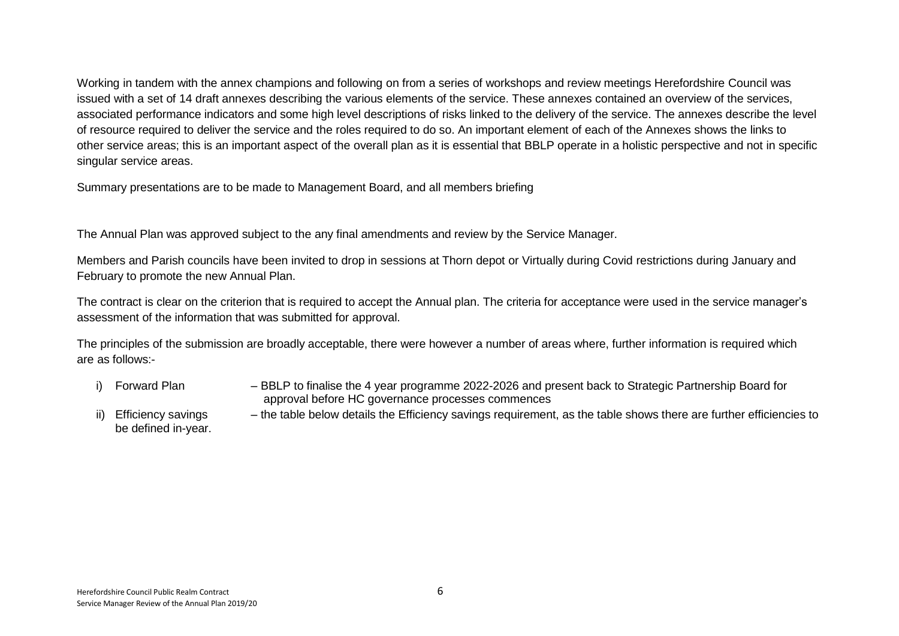Working in tandem with the annex champions and following on from a series of workshops and review meetings Herefordshire Council was issued with a set of 14 draft annexes describing the various elements of the service. These annexes contained an overview of the services, associated performance indicators and some high level descriptions of risks linked to the delivery of the service. The annexes describe the level of resource required to deliver the service and the roles required to do so. An important element of each of the Annexes shows the links to other service areas; this is an important aspect of the overall plan as it is essential that BBLP operate in a holistic perspective and not in specific singular service areas.

Summary presentations are to be made to Management Board, and all members briefing

The Annual Plan was approved subject to the any final amendments and review by the Service Manager.

Members and Parish councils have been invited to drop in sessions at Thorn depot or Virtually during Covid restrictions during January and February to promote the new Annual Plan.

The contract is clear on the criterion that is required to accept the Annual plan. The criteria for acceptance were used in the service manager's assessment of the information that was submitted for approval.

The principles of the submission are broadly acceptable, there were however a number of areas where, further information is required which are as follows:-

i) Forward Plan – BBLP to finalise the 4 year programme 2022-2026 and present back to Strategic Partnership Board for approval before HC governance processes commences

ii) Efficiency savings – the table below details the Efficiency savings requirement, as the table shows there are further efficiencies to be defined in-year.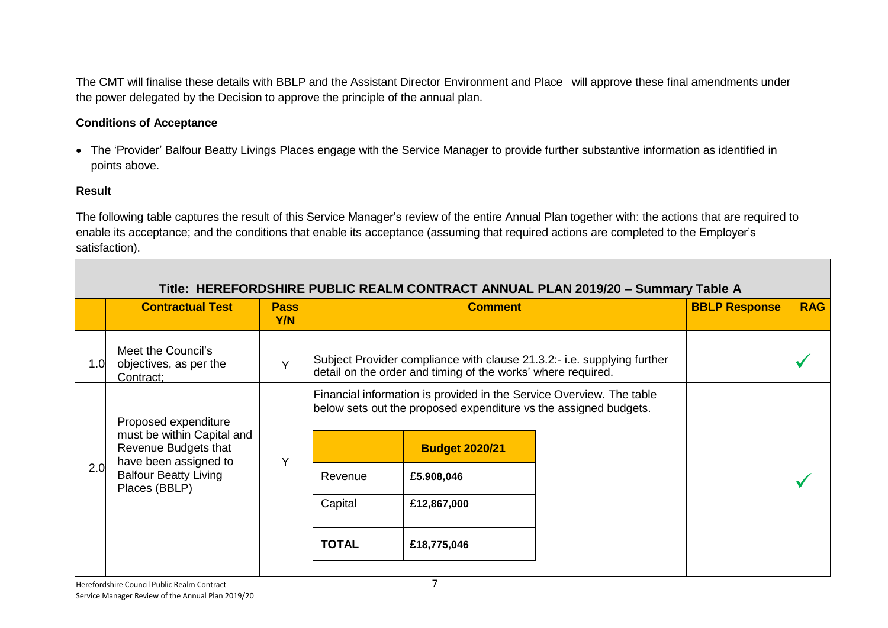The CMT will finalise these details with BBLP and the Assistant Director Environment and Place will approve these final amendments under the power delegated by the Decision to approve the principle of the annual plan.

**Conditions of Acceptance**

- The 'Provider' Balfour Beatty Livings Places engage with the Service Manager to provide further substantive information as identified in points above.

**Result**

The following table captures the result of this Service Manager's review of the entire Annual Plan together with: the actions that are required to enable its acceptance; and the conditions that enable its acceptance (assuming that required actions are completed to the Employer's satisfaction).

**Title: HEREFORDSHIRE PUBLIC REALM CONTRACT ANNUAL PLAN 2019/20 – Summary Table A**

| | Contractual Test | Pass Y/N | Comment | BBLP Response | RAG |
|---|---|---|---|---|---|
| 1.0 | Meet the Council's objectives, as per the Contract; | Y | Subject Provider compliance with clause 21.3.2:- i.e. supplying further detail on the order and timing of the works' where required. | | ✓ |
| 2.0 | Proposed expenditure must be within Capital and Revenue Budgets that have been assigned to Balfour Beatty Living Places (BBLP) | Y | Financial information is provided in the Service Overview. The table below sets out the proposed expenditure vs the assigned budgets.<br><br>Budget 2020/21:<br>Revenue: £**5.908,046**<br>Capital: £**12,867,000**<br>**TOTAL**: **£18,775,046** | | ✓ |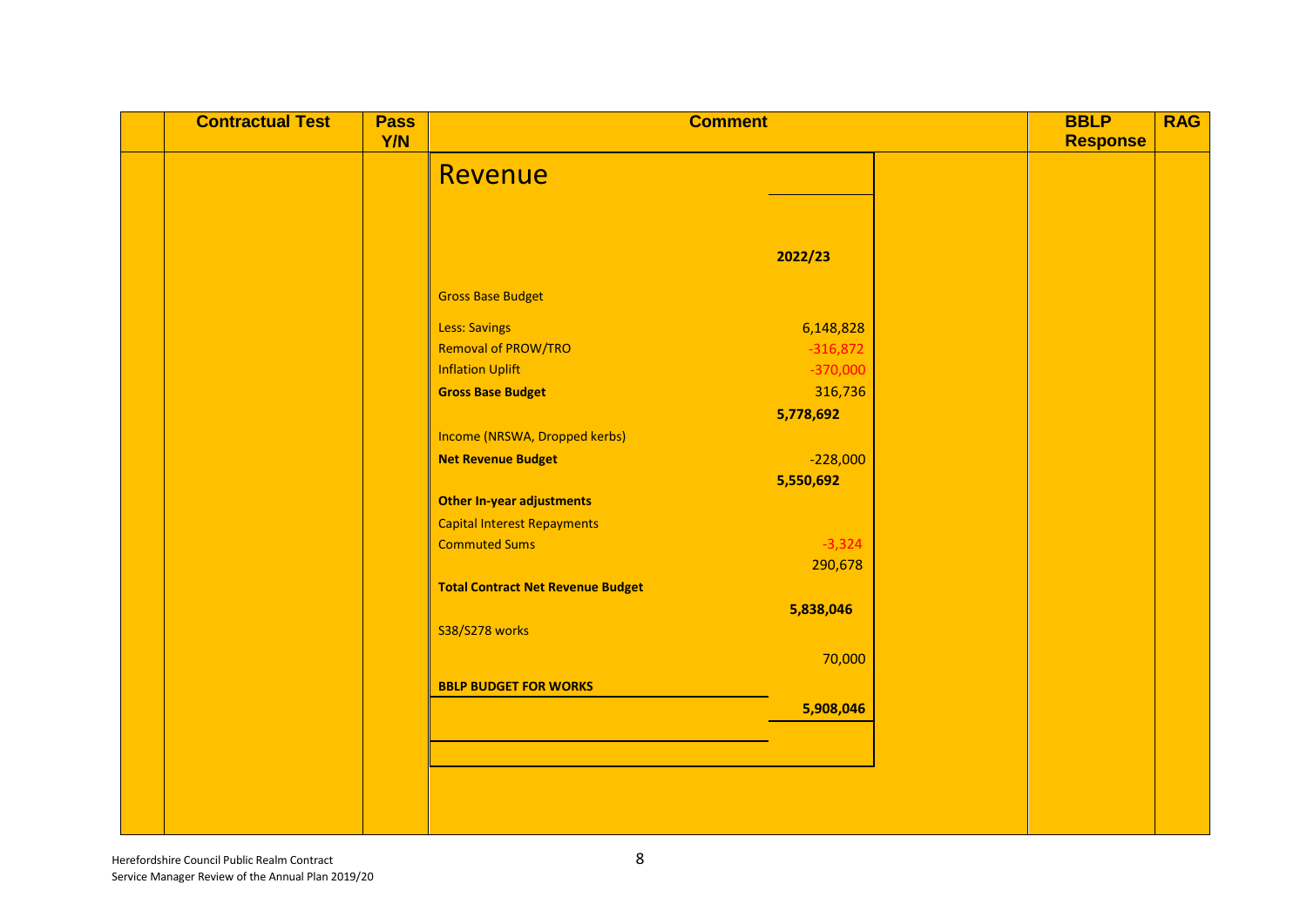| | Contractual Test | Pass Y/N | Comment | BBLP Response | RAG |
|---|---|---|---|---|---|
| | | | **Revenue** | | |

| | 2022/23 |
|---|---|
| Gross Base Budget | |
| Less: Savings | 6,148,828 |
| Removal of PROW/TRO | -316,872 |
| Inflation Uplift | -370,000 |
| **Gross Base Budget** | 316,736 |
| | **5,778,692** |
| Income (NRSWA, Dropped kerbs) | |
| **Net Revenue Budget** | -228,000 |
| | **5,550,692** |
| **Other In-year adjustments** | |
| Capital Interest Repayments | |
| Commuted Sums | -3,324 |
| | 290,678 |
| **Total Contract Net Revenue Budget** | |
| | **5,838,046** |
| S38/S278 works | |
| | 70,000 |
| **BBLP BUDGET FOR WORKS** | |
| | **5,908,046** |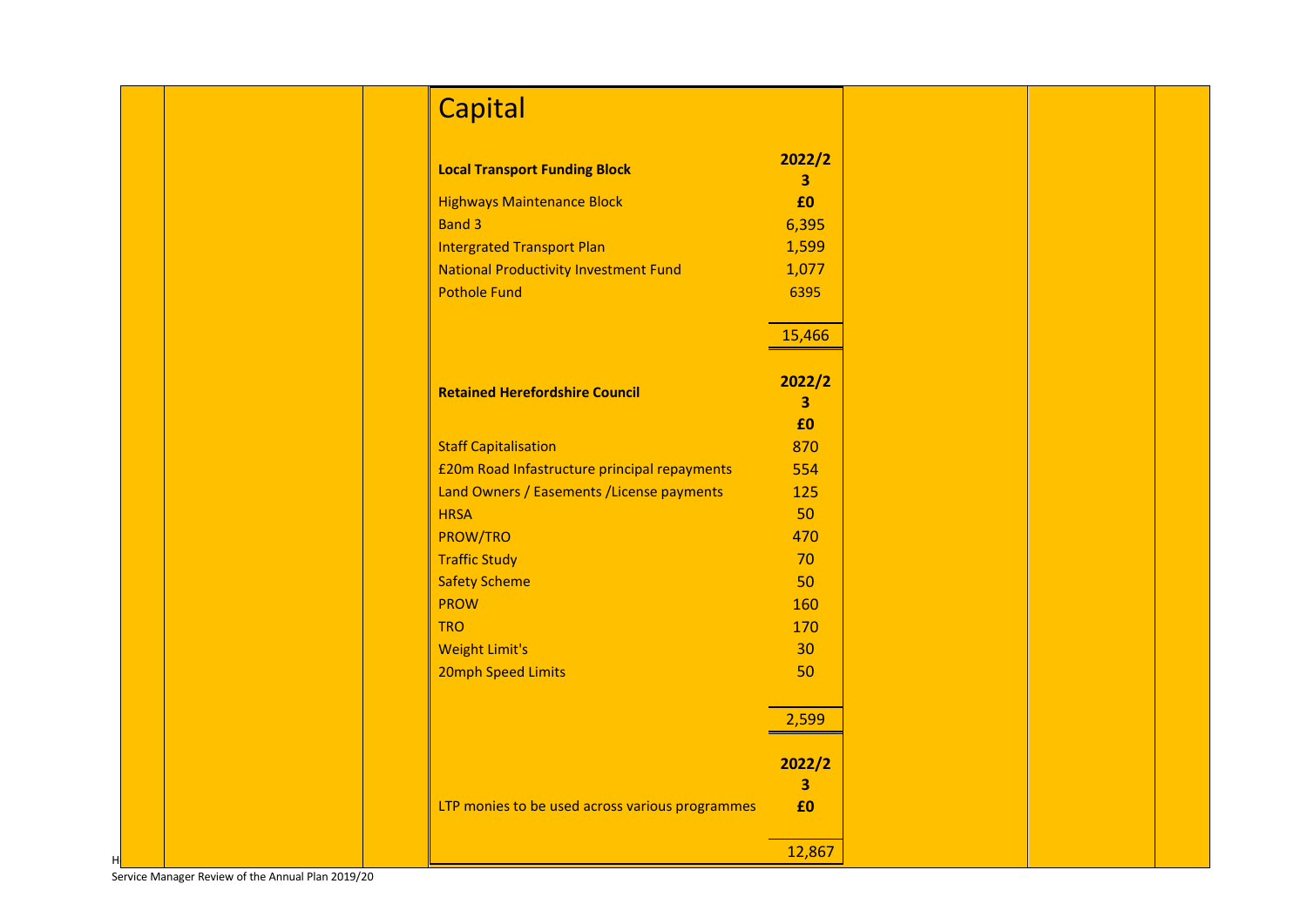# Capital

| Local Transport Funding Block | 2022/23 £0 |
| --- | --- |
| Highways Maintenance Block | |
| Band 3 | 6,395 |
| Intergrated Transport Plan | 1,599 |
| National Productivity Investment Fund | 1,077 |
| Pothole Fund | 6395 |
| | 15,466 |

| Retained Herefordshire Council | 2022/23 £0 |
| --- | --- |
| Staff Capitalisation | 870 |
| £20m Road Infastructure principal repayments | 554 |
| Land Owners / Easements /License payments | 125 |
| HRSA | 50 |
| PROW/TRO | 470 |
| Traffic Study | 70 |
| Safety Scheme | 50 |
| PROW | 160 |
| TRO | 170 |
| Weight Limit's | 30 |
| 20mph Speed Limits | 50 |
| | 2,599 |

| | 2022/23 £0 |
| --- | --- |
| LTP monies to be used across various programmes | |
| | 12,867 |

Service Manager Review of the Annual Plan 2019/20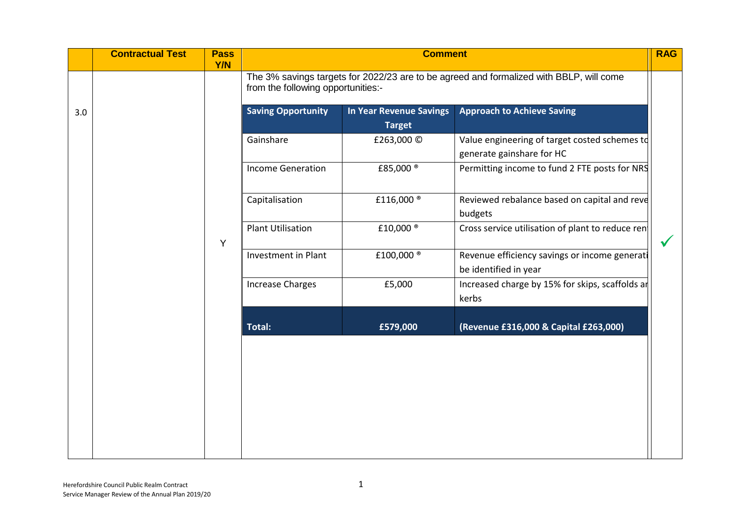| | Contractual Test | Pass Y/N | Comment | RAG |
|---|---|---|---|---|
| 3.0 | | Y | The 3% savings targets for 2022/23 are to be agreed and formalized with BBLP, will come from the following opportunities:- | ✓ |

| Saving Opportunity | In Year Revenue Savings Target | Approach to Achieve Saving |
|---|---|---|
| Gainshare | £263,000 © | Value engineering of target costed schemes to generate gainshare for HC |
| Income Generation | £85,000 ® | Permitting income to fund 2 FTE posts for NRS |
| Capitalisation | £116,000 ® | Reviewed rebalance based on capital and reve budgets |
| Plant Utilisation | £10,000 ® | Cross service utilisation of plant to reduce ren |
| Investment in Plant | £100,000 ® | Revenue efficiency savings or income generati be identified in year |
| Increase Charges | £5,000 | Increased charge by 15% for skips, scaffolds ar kerbs |
| **Total:** | **£579,000** | **(Revenue £316,000 & Capital £263,000)** |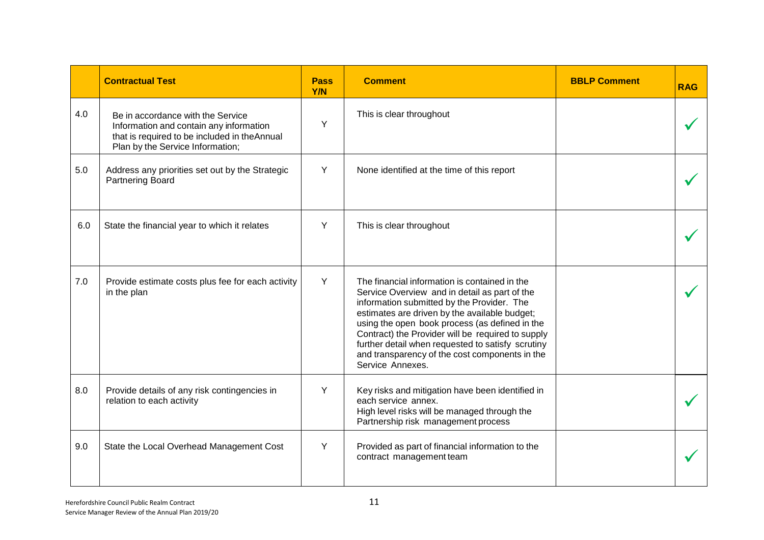| | Contractual Test | Pass Y/N | Comment | BBLP Comment | RAG |
|---|---|---|---|---|---|
| 4.0 | Be in accordance with the Service Information and contain any information that is required to be included in theAnnual Plan by the Service Information; | Y | This is clear throughout | | ✓ |
| 5.0 | Address any priorities set out by the Strategic Partnering Board | Y | None identified at the time of this report | | ✓ |
| 6.0 | State the financial year to which it relates | Y | This is clear throughout | | ✓ |
| 7.0 | Provide estimate costs plus fee for each activity in the plan | Y | The financial information is contained in the Service Overview and in detail as part of the information submitted by the Provider. The estimates are driven by the available budget; using the open book process (as defined in the Contract) the Provider will be required to supply further detail when requested to satisfy scrutiny and transparency of the cost components in the Service Annexes. | | ✓ |
| 8.0 | Provide details of any risk contingencies in relation to each activity | Y | Key risks and mitigation have been identified in each service annex.<br>High level risks will be managed through the Partnership risk management process | | ✓ |
| 9.0 | State the Local Overhead Management Cost | Y | Provided as part of financial information to the contract management team | | ✓ |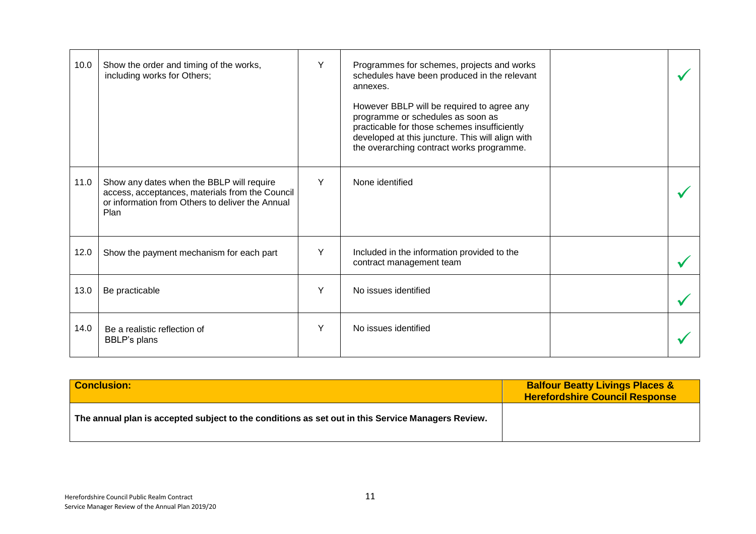| | | | | | |
|---|---|---|---|---|---|
| 10.0 | Show the order and timing of the works, including works for Others; | Y | Programmes for schemes, projects and works schedules have been produced in the relevant annexes.<br><br>However BBLP will be required to agree any programme or schedules as soon as practicable for those schemes insufficiently developed at this juncture. This will align with the overarching contract works programme. | | ✓ |
| 11.0 | Show any dates when the BBLP will require access, acceptances, materials from the Council or information from Others to deliver the Annual Plan | Y | None identified | | ✓ |
| 12.0 | Show the payment mechanism for each part | Y | Included in the information provided to the contract management team | | ✓ |
| 13.0 | Be practicable | Y | No issues identified | | ✓ |
| 14.0 | Be a realistic reflection of BBLP's plans | Y | No issues identified | | ✓ |

| **Conclusion:** | **Balfour Beatty Livings Places & Herefordshire Council Response** |
|---|---|
| **The annual plan is accepted subject to the conditions as set out in this Service Managers Review.** | |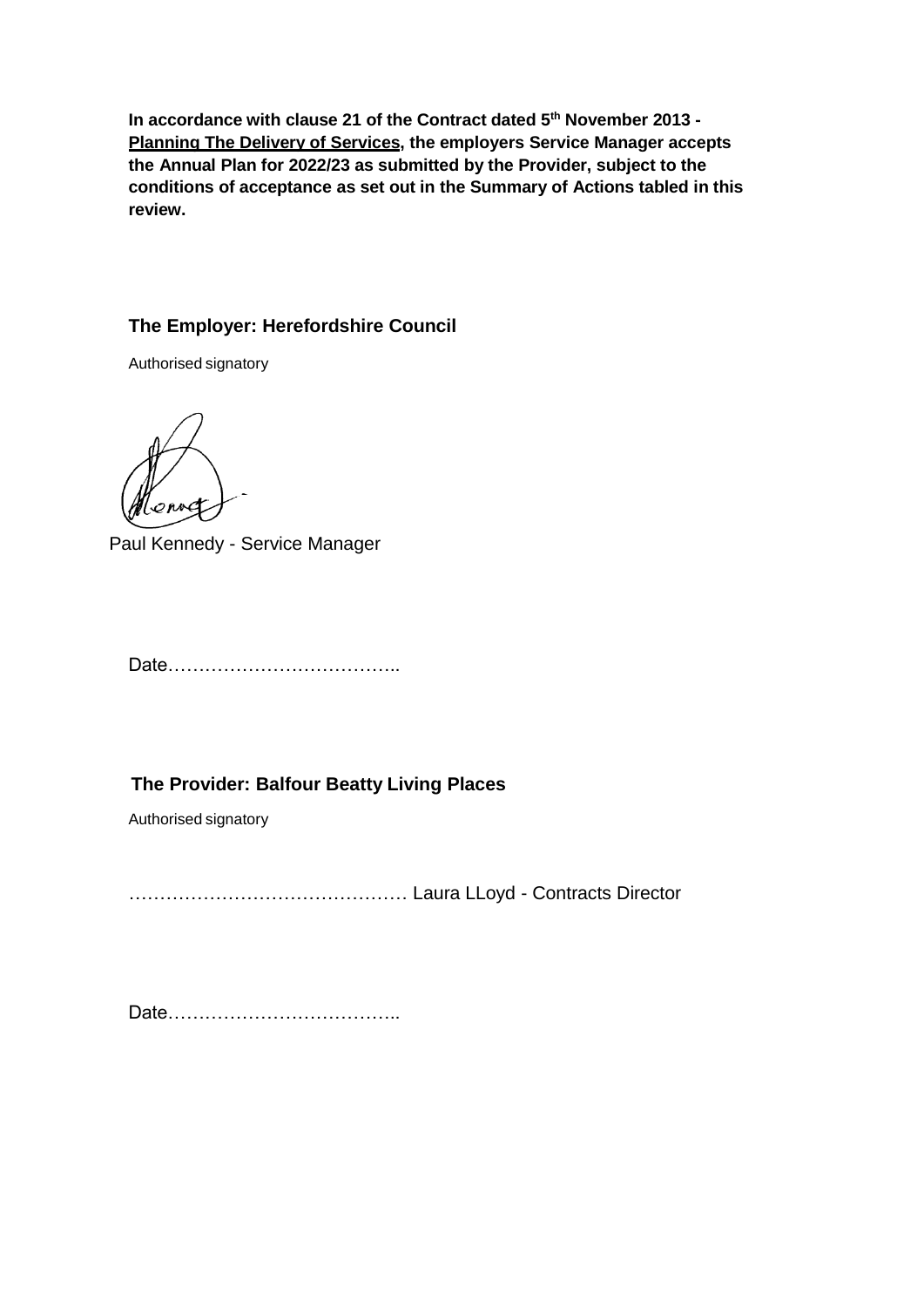**In accordance with clause 21 of the Contract dated 5th November 2013 - <u>Planning The Delivery of Services</u>, the employers Service Manager accepts the Annual Plan for 2022/23 as submitted by the Provider, subject to the conditions of acceptance as set out in the Summary of Actions tabled in this review.**

**The Employer: Herefordshire Council**

Authorised signatory

Paul Kennedy - Service Manager

Date………………………………..

**The Provider: Balfour Beatty Living Places**

Authorised signatory

……………………………………… Laura LLoyd - Contracts Director

Date………………………………..